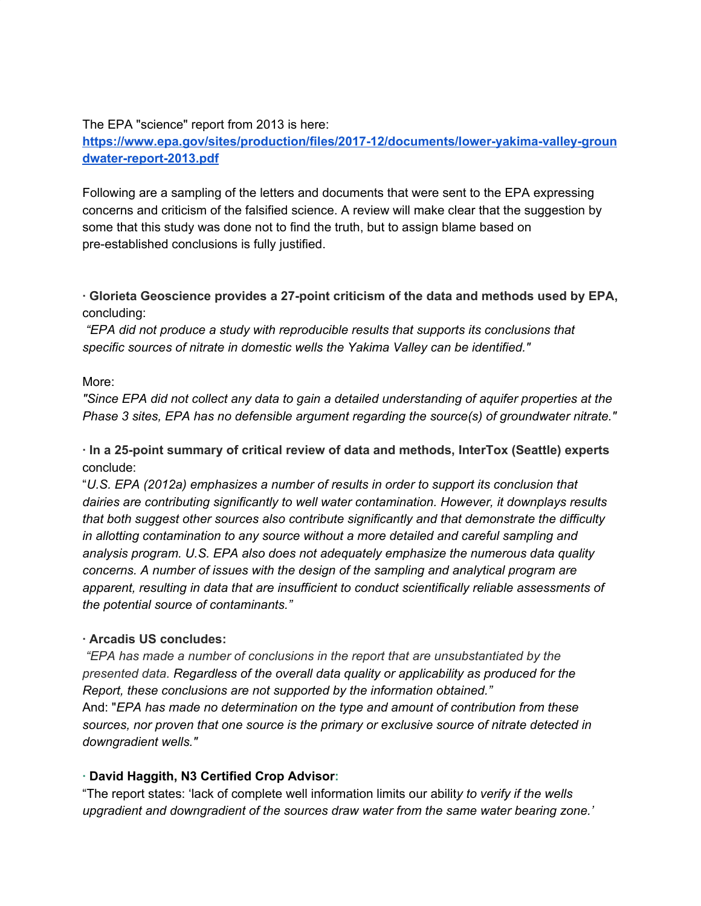The EPA "science" report from 2013 is here:
[https://www.epa.gov/sites/production/files/2017-12/documents/lower-yakima-valley-groundwater-report-2013.pdf](https://www.epa.gov/sites/production/files/2017-12/documents/lower-yakima-valley-groundwater-report-2013.pdf)

Following are a sampling of the letters and documents that were sent to the EPA expressing concerns and criticism of the falsified science. A review will make clear that the suggestion by some that this study was done not to find the truth, but to assign blame based on pre-established conclusions is fully justified.

· **Glorieta Geoscience provides a 27-point criticism of the data and methods used by EPA,** concluding:
*"EPA did not produce a study with reproducible results that supports its conclusions that specific sources of nitrate in domestic wells the Yakima Valley can be identified."*

More:
*"Since EPA did not collect any data to gain a detailed understanding of aquifer properties at the Phase 3 sites, EPA has no defensible argument regarding the source(s) of groundwater nitrate."*

· **In a 25-point summary of critical review of data and methods, InterTox (Seattle) experts** conclude:
"*U.S. EPA (2012a) emphasizes a number of results in order to support its conclusion that dairies are contributing significantly to well water contamination. However, it downplays results that both suggest other sources also contribute significantly and that demonstrate the difficulty in allotting contamination to any source without a more detailed and careful sampling and analysis program. U.S. EPA also does not adequately emphasize the numerous data quality concerns. A number of issues with the design of the sampling and analytical program are apparent, resulting in data that are insufficient to conduct scientifically reliable assessments of the potential source of contaminants."*

· **Arcadis US concludes:**
*"EPA has made a number of conclusions in the report that are unsubstantiated by the presented data. Regardless of the overall data quality or applicability as produced for the Report, these conclusions are not supported by the information obtained."*
And: "*EPA has made no determination on the type and amount of contribution from these sources, nor proven that one source is the primary or exclusive source of nitrate detected in downgradient wells."*

· **David Haggith, N3 Certified Crop Advisor:**
"The report states: 'lack of complete well information limits our abilit*y to verify if the wells upgradient and downgradient of the sources draw water from the same water bearing zone.'*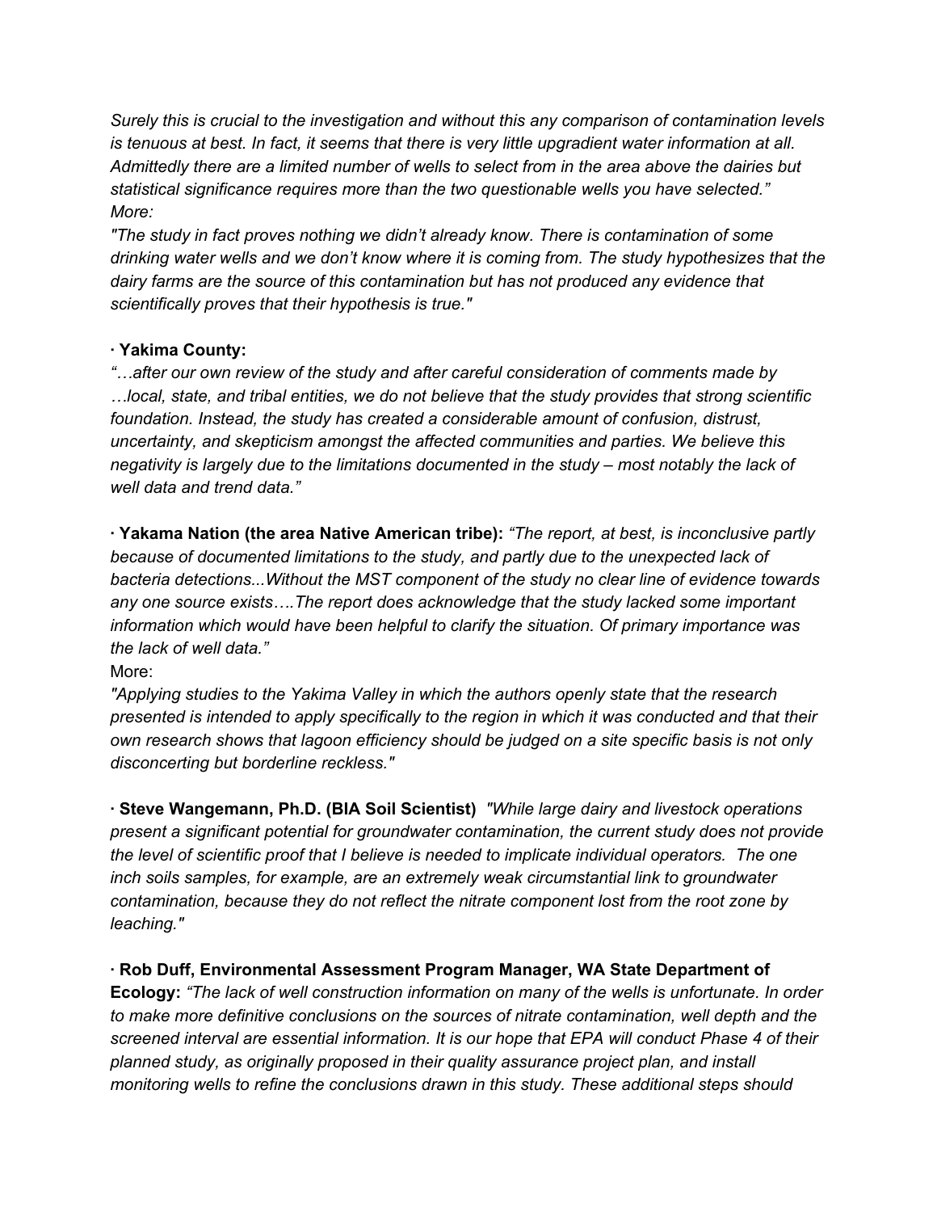*Surely this is crucial to the investigation and without this any comparison of contamination levels is tenuous at best. In fact, it seems that there is very little upgradient water information at all. Admittedly there are a limited number of wells to select from in the area above the dairies but statistical significance requires more than the two questionable wells you have selected." More:*

*"The study in fact proves nothing we didn't already know. There is contamination of some drinking water wells and we don't know where it is coming from. The study hypothesizes that the dairy farms are the source of this contamination but has not produced any evidence that scientifically proves that their hypothesis is true."*

· **Yakima County:**
*"…after our own review of the study and after careful consideration of comments made by …local, state, and tribal entities, we do not believe that the study provides that strong scientific foundation. Instead, the study has created a considerable amount of confusion, distrust, uncertainty, and skepticism amongst the affected communities and parties. We believe this negativity is largely due to the limitations documented in the study – most notably the lack of well data and trend data."*

· **Yakama Nation (the area Native American tribe):** *"The report, at best, is inconclusive partly because of documented limitations to the study, and partly due to the unexpected lack of bacteria detections...Without the MST component of the study no clear line of evidence towards any one source exists….The report does acknowledge that the study lacked some important information which would have been helpful to clarify the situation. Of primary importance was the lack of well data."*
More:
*"Applying studies to the Yakima Valley in which the authors openly state that the research presented is intended to apply specifically to the region in which it was conducted and that their own research shows that lagoon efficiency should be judged on a site specific basis is not only disconcerting but borderline reckless."*

· **Steve Wangemann, Ph.D. (BIA Soil Scientist)** *"While large dairy and livestock operations present a significant potential for groundwater contamination, the current study does not provide the level of scientific proof that I believe is needed to implicate individual operators. The one inch soils samples, for example, are an extremely weak circumstantial link to groundwater contamination, because they do not reflect the nitrate component lost from the root zone by leaching."*

· **Rob Duff, Environmental Assessment Program Manager, WA State Department of Ecology:** *"The lack of well construction information on many of the wells is unfortunate. In order to make more definitive conclusions on the sources of nitrate contamination, well depth and the screened interval are essential information. It is our hope that EPA will conduct Phase 4 of their planned study, as originally proposed in their quality assurance project plan, and install monitoring wells to refine the conclusions drawn in this study. These additional steps should*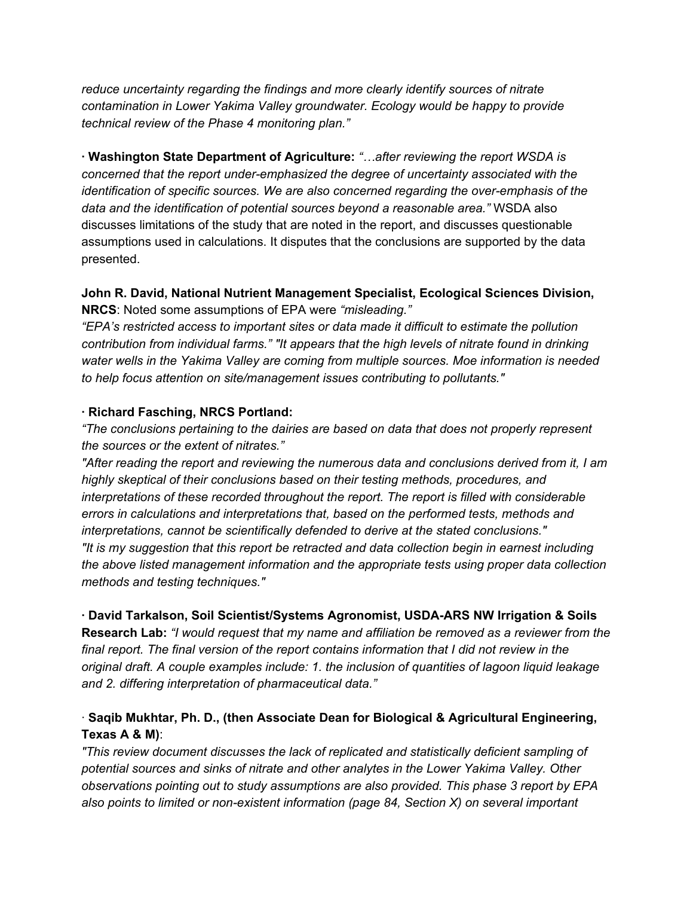*reduce uncertainty regarding the findings and more clearly identify sources of nitrate contamination in Lower Yakima Valley groundwater. Ecology would be happy to provide technical review of the Phase 4 monitoring plan."*

· **Washington State Department of Agriculture:** *"…after reviewing the report WSDA is concerned that the report under-emphasized the degree of uncertainty associated with the identification of specific sources. We are also concerned regarding the over-emphasis of the data and the identification of potential sources beyond a reasonable area."* WSDA also discusses limitations of the study that are noted in the report, and discusses questionable assumptions used in calculations. It disputes that the conclusions are supported by the data presented.

**John R. David, National Nutrient Management Specialist, Ecological Sciences Division, NRCS**: Noted some assumptions of EPA were *"misleading."*
*"EPA's restricted access to important sites or data made it difficult to estimate the pollution contribution from individual farms." "It appears that the high levels of nitrate found in drinking water wells in the Yakima Valley are coming from multiple sources. Moe information is needed to help focus attention on site/management issues contributing to pollutants."*

· **Richard Fasching, NRCS Portland:**
*"The conclusions pertaining to the dairies are based on data that does not properly represent the sources or the extent of nitrates."*
*"After reading the report and reviewing the numerous data and conclusions derived from it, I am highly skeptical of their conclusions based on their testing methods, procedures, and interpretations of these recorded throughout the report. The report is filled with considerable errors in calculations and interpretations that, based on the performed tests, methods and interpretations, cannot be scientifically defended to derive at the stated conclusions."*
*"It is my suggestion that this report be retracted and data collection begin in earnest including the above listed management information and the appropriate tests using proper data collection methods and testing techniques."*

· **David Tarkalson, Soil Scientist/Systems Agronomist, USDA-ARS NW Irrigation & Soils Research Lab:** *"I would request that my name and affiliation be removed as a reviewer from the final report. The final version of the report contains information that I did not review in the original draft. A couple examples include: 1. the inclusion of quantities of lagoon liquid leakage and 2. differing interpretation of pharmaceutical data."*

· **Saqib Mukhtar, Ph. D., (then Associate Dean for Biological & Agricultural Engineering, Texas A & M)**:
*"This review document discusses the lack of replicated and statistically deficient sampling of potential sources and sinks of nitrate and other analytes in the Lower Yakima Valley. Other observations pointing out to study assumptions are also provided. This phase 3 report by EPA also points to limited or non-existent information (page 84, Section X) on several important*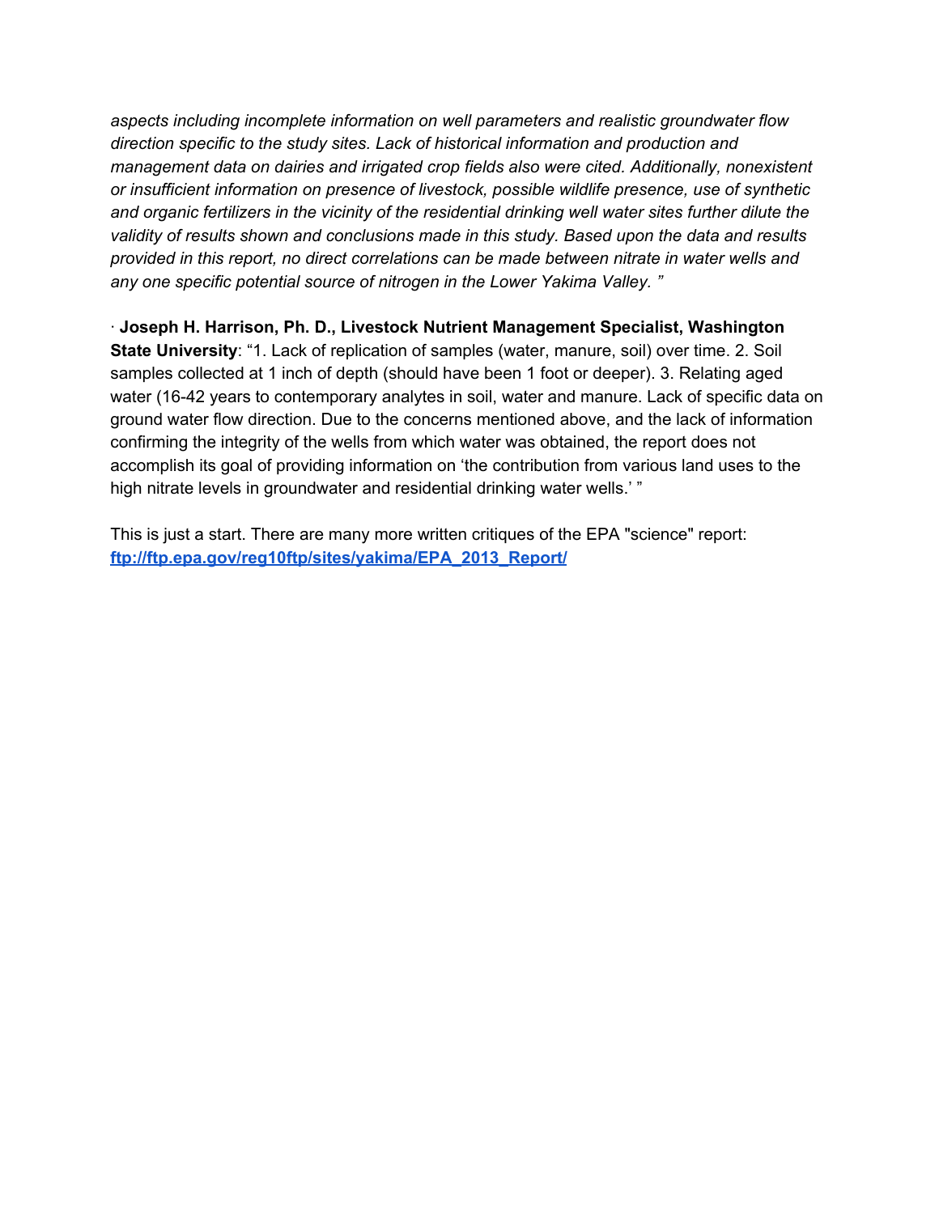*aspects including incomplete information on well parameters and realistic groundwater flow direction specific to the study sites. Lack of historical information and production and management data on dairies and irrigated crop fields also were cited. Additionally, nonexistent or insufficient information on presence of livestock, possible wildlife presence, use of synthetic and organic fertilizers in the vicinity of the residential drinking well water sites further dilute the validity of results shown and conclusions made in this study. Based upon the data and results provided in this report, no direct correlations can be made between nitrate in water wells and any one specific potential source of nitrogen in the Lower Yakima Valley. "*

· **Joseph H. Harrison, Ph. D., Livestock Nutrient Management Specialist, Washington State University**: "1. Lack of replication of samples (water, manure, soil) over time. 2. Soil samples collected at 1 inch of depth (should have been 1 foot or deeper). 3. Relating aged water (16-42 years to contemporary analytes in soil, water and manure. Lack of specific data on ground water flow direction. Due to the concerns mentioned above, and the lack of information confirming the integrity of the wells from which water was obtained, the report does not accomplish its goal of providing information on 'the contribution from various land uses to the high nitrate levels in groundwater and residential drinking water wells.' "

This is just a start. There are many more written critiques of the EPA "science" report: **[ftp://ftp.epa.gov/reg10ftp/sites/yakima/EPA_2013_Report/](ftp://ftp.epa.gov/reg10ftp/sites/yakima/EPA_2013_Report/)**